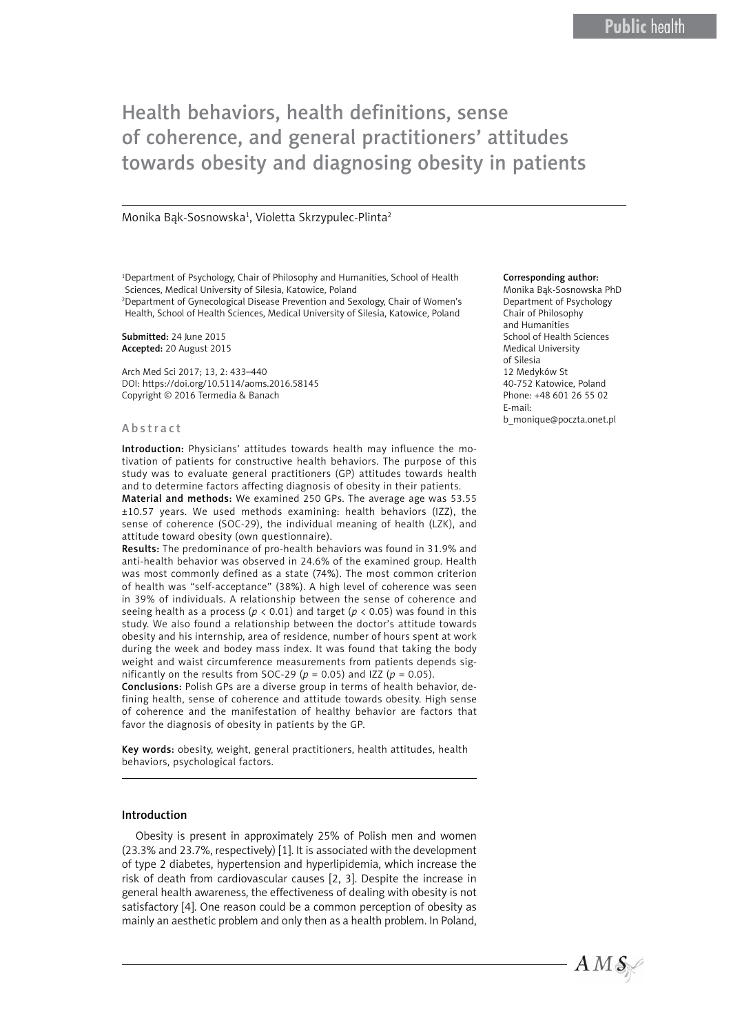Public health

# Health behaviors, health definitions, sense of coherence, and general practitioners' attitudes towards obesity and diagnosing obesity in patients

Monika Bąk-Sosnowska[1], Violetta Skrzypulec-Plinta[2]

[1]Department of Psychology, Chair of Philosophy and Humanities, School of Health Sciences, Medical University of Silesia, Katowice, Poland
[2]Department of Gynecological Disease Prevention and Sexology, Chair of Women's Health, School of Health Sciences, Medical University of Silesia, Katowice, Poland

**Submitted:** 24 June 2015
**Accepted:** 20 August 2015

Arch Med Sci 2017; 13, 2: 433–440
DOI: https://doi.org/10.5114/aoms.2016.58145
Copyright © 2016 Termedia & Banach

**Corresponding author:**
Monika Bąk-Sosnowska PhD
Department of Psychology
Chair of Philosophy and Humanities
School of Health Sciences
Medical University of Silesia
12 Medyków St
40-752 Katowice, Poland
Phone: +48 601 26 55 02
E-mail: b_monique@poczta.onet.pl

## Abstract

**Introduction:** Physicians' attitudes towards health may influence the motivation of patients for constructive health behaviors. The purpose of this study was to evaluate general practitioners (GP) attitudes towards health and to determine factors affecting diagnosis of obesity in their patients.

**Material and methods:** We examined 250 GPs. The average age was 53.55 ±10.57 years. We used methods examining: health behaviors (IZZ), the sense of coherence (SOC-29), the individual meaning of health (LZK), and attitude toward obesity (own questionnaire).

**Results:** The predominance of pro-health behaviors was found in 31.9% and anti-health behavior was observed in 24.6% of the examined group. Health was most commonly defined as a state (74%). The most common criterion of health was "self-acceptance" (38%). A high level of coherence was seen in 39% of individuals. A relationship between the sense of coherence and seeing health as a process ($p < 0.01$) and target ($p < 0.05$) was found in this study. We also found a relationship between the doctor's attitude towards obesity and his internship, area of residence, number of hours spent at work during the week and bodey mass index. It was found that taking the body weight and waist circumference measurements from patients depends significantly on the results from SOC-29 ($p = 0.05$) and IZZ ($p = 0.05$).

**Conclusions:** Polish GPs are a diverse group in terms of health behavior, defining health, sense of coherence and attitude towards obesity. High sense of coherence and the manifestation of healthy behavior are factors that favor the diagnosis of obesity in patients by the GP.

**Key words:** obesity, weight, general practitioners, health attitudes, health behaviors, psychological factors.

## Introduction

Obesity is present in approximately 25% of Polish men and women (23.3% and 23.7%, respectively) [1]. It is associated with the development of type 2 diabetes, hypertension and hyperlipidemia, which increase the risk of death from cardiovascular causes [2, 3]. Despite the increase in general health awareness, the effectiveness of dealing with obesity is not satisfactory [4]. One reason could be a common perception of obesity as mainly an aesthetic problem and only then as a health problem. In Poland,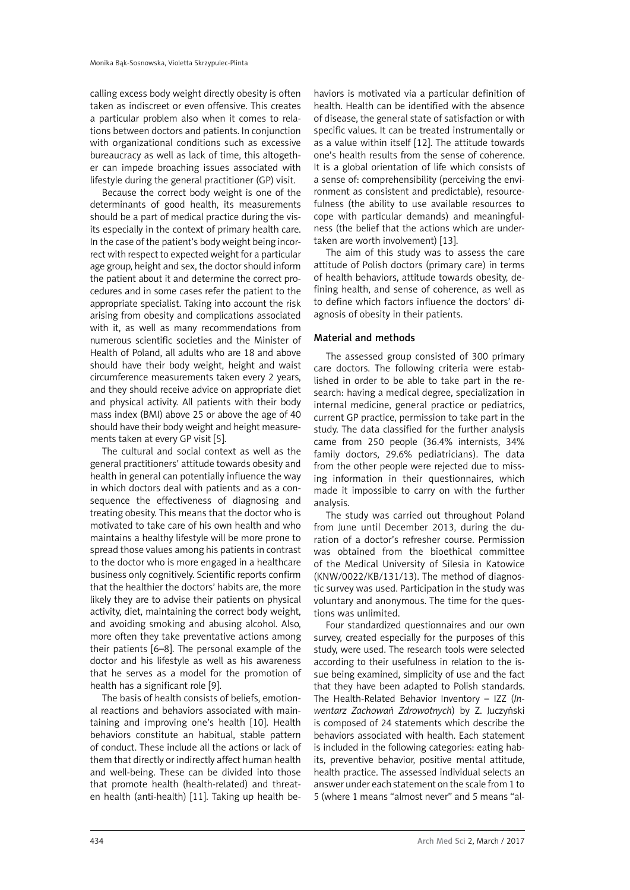calling excess body weight directly obesity is often taken as indiscreet or even offensive. This creates a particular problem also when it comes to relations between doctors and patients. In conjunction with organizational conditions such as excessive bureaucracy as well as lack of time, this altogether can impede broaching issues associated with lifestyle during the general practitioner (GP) visit.

Because the correct body weight is one of the determinants of good health, its measurements should be a part of medical practice during the visits especially in the context of primary health care. In the case of the patient's body weight being incorrect with respect to expected weight for a particular age group, height and sex, the doctor should inform the patient about it and determine the correct procedures and in some cases refer the patient to the appropriate specialist. Taking into account the risk arising from obesity and complications associated with it, as well as many recommendations from numerous scientific societies and the Minister of Health of Poland, all adults who are 18 and above should have their body weight, height and waist circumference measurements taken every 2 years, and they should receive advice on appropriate diet and physical activity. All patients with their body mass index (BMI) above 25 or above the age of 40 should have their body weight and height measurements taken at every GP visit [5].

The cultural and social context as well as the general practitioners' attitude towards obesity and health in general can potentially influence the way in which doctors deal with patients and as a consequence the effectiveness of diagnosing and treating obesity. This means that the doctor who is motivated to take care of his own health and who maintains a healthy lifestyle will be more prone to spread those values among his patients in contrast to the doctor who is more engaged in a healthcare business only cognitively. Scientific reports confirm that the healthier the doctors' habits are, the more likely they are to advise their patients on physical activity, diet, maintaining the correct body weight, and avoiding smoking and abusing alcohol. Also, more often they take preventative actions among their patients [6–8]. The personal example of the doctor and his lifestyle as well as his awareness that he serves as a model for the promotion of health has a significant role [9].

The basis of health consists of beliefs, emotional reactions and behaviors associated with maintaining and improving one's health [10]. Health behaviors constitute an habitual, stable pattern of conduct. These include all the actions or lack of them that directly or indirectly affect human health and well-being. These can be divided into those that promote health (health-related) and threaten health (anti-health) [11]. Taking up health behaviors is motivated via a particular definition of health. Health can be identified with the absence of disease, the general state of satisfaction or with specific values. It can be treated instrumentally or as a value within itself [12]. The attitude towards one's health results from the sense of coherence. It is a global orientation of life which consists of a sense of: comprehensibility (perceiving the environment as consistent and predictable), resourcefulness (the ability to use available resources to cope with particular demands) and meaningfulness (the belief that the actions which are undertaken are worth involvement) [13].

The aim of this study was to assess the care attitude of Polish doctors (primary care) in terms of health behaviors, attitude towards obesity, defining health, and sense of coherence, as well as to define which factors influence the doctors' diagnosis of obesity in their patients.

## Material and methods

The assessed group consisted of 300 primary care doctors. The following criteria were established in order to be able to take part in the research: having a medical degree, specialization in internal medicine, general practice or pediatrics, current GP practice, permission to take part in the study. The data classified for the further analysis came from 250 people (36.4% internists, 34% family doctors, 29.6% pediatricians). The data from the other people were rejected due to missing information in their questionnaires, which made it impossible to carry on with the further analysis.

The study was carried out throughout Poland from June until December 2013, during the duration of a doctor's refresher course. Permission was obtained from the bioethical committee of the Medical University of Silesia in Katowice (KNW/0022/KB/131/13). The method of diagnostic survey was used. Participation in the study was voluntary and anonymous. The time for the questions was unlimited.

Four standardized questionnaires and our own survey, created especially for the purposes of this study, were used. The research tools were selected according to their usefulness in relation to the issue being examined, simplicity of use and the fact that they have been adapted to Polish standards. The Health-Related Behavior Inventory – IZZ (*Inwentarz Zachowań Zdrowotnych*) by Z. Juczyński is composed of 24 statements which describe the behaviors associated with health. Each statement is included in the following categories: eating habits, preventive behavior, positive mental attitude, health practice. The assessed individual selects an answer under each statement on the scale from 1 to 5 (where 1 means "almost never" and 5 means "al-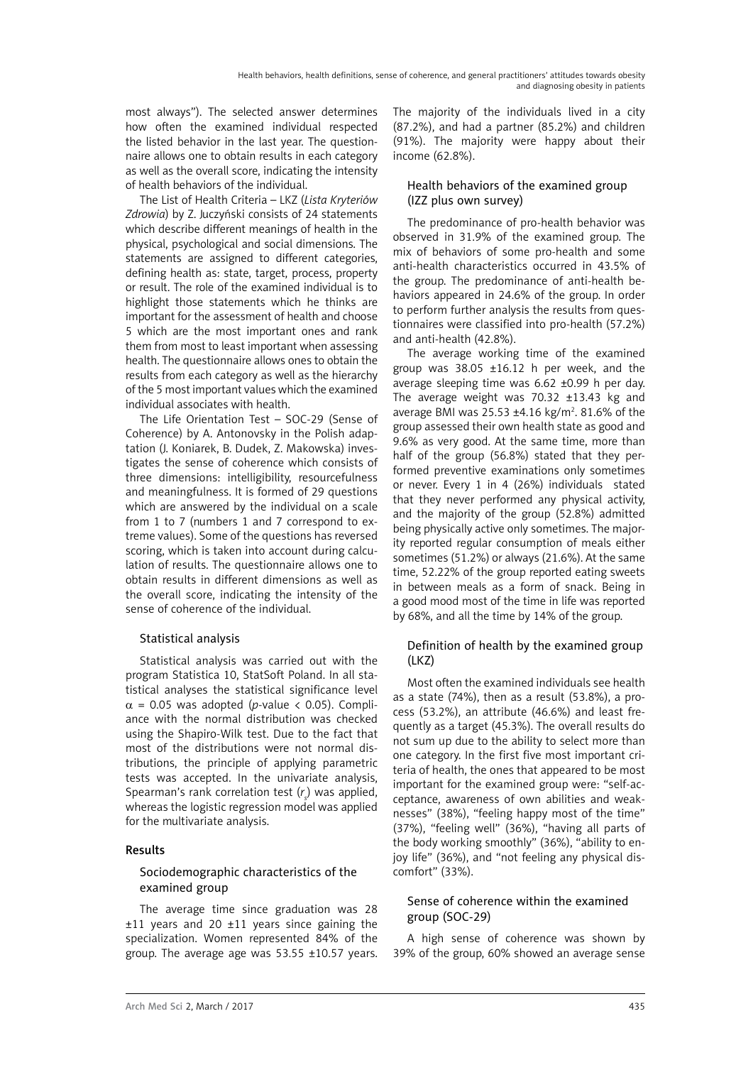most always"). The selected answer determines how often the examined individual respected the listed behavior in the last year. The questionnaire allows one to obtain results in each category as well as the overall score, indicating the intensity of health behaviors of the individual.

The List of Health Criteria – LKZ (*Lista Kryteriów Zdrowia*) by Z. Juczyński consists of 24 statements which describe different meanings of health in the physical, psychological and social dimensions. The statements are assigned to different categories, defining health as: state, target, process, property or result. The role of the examined individual is to highlight those statements which he thinks are important for the assessment of health and choose 5 which are the most important ones and rank them from most to least important when assessing health. The questionnaire allows ones to obtain the results from each category as well as the hierarchy of the 5 most important values which the examined individual associates with health.

The Life Orientation Test – SOC-29 (Sense of Coherence) by A. Antonovsky in the Polish adaptation (J. Koniarek, B. Dudek, Z. Makowska) investigates the sense of coherence which consists of three dimensions: intelligibility, resourcefulness and meaningfulness. It is formed of 29 questions which are answered by the individual on a scale from 1 to 7 (numbers 1 and 7 correspond to extreme values). Some of the questions has reversed scoring, which is taken into account during calculation of results. The questionnaire allows one to obtain results in different dimensions as well as the overall score, indicating the intensity of the sense of coherence of the individual.

### Statistical analysis

Statistical analysis was carried out with the program Statistica 10, StatSoft Poland. In all statistical analyses the statistical significance level $\alpha$ = 0.05 was adopted (*p*-value < 0.05). Compliance with the normal distribution was checked using the Shapiro-Wilk test. Due to the fact that most of the distributions were not normal distributions, the principle of applying parametric tests was accepted. In the univariate analysis, Spearman's rank correlation test ($r_s$) was applied, whereas the logistic regression model was applied for the multivariate analysis.

## Results

### Sociodemographic characteristics of the examined group

The average time since graduation was 28 ±11 years and 20 ±11 years since gaining the specialization. Women represented 84% of the group. The average age was 53.55 ±10.57 years. The majority of the individuals lived in a city (87.2%), and had a partner (85.2%) and children (91%). The majority were happy about their income (62.8%).

### Health behaviors of the examined group (IZZ plus own survey)

The predominance of pro-health behavior was observed in 31.9% of the examined group. The mix of behaviors of some pro-health and some anti-health characteristics occurred in 43.5% of the group. The predominance of anti-health behaviors appeared in 24.6% of the group. In order to perform further analysis the results from questionnaires were classified into pro-health (57.2%) and anti-health (42.8%).

The average working time of the examined group was 38.05 ±16.12 h per week, and the average sleeping time was 6.62 ±0.99 h per day. The average weight was 70.32 ±13.43 kg and average BMI was 25.53 ±4.16 kg/m$^2$. 81.6% of the group assessed their own health state as good and 9.6% as very good. At the same time, more than half of the group (56.8%) stated that they performed preventive examinations only sometimes or never. Every 1 in 4 (26%) individuals stated that they never performed any physical activity, and the majority of the group (52.8%) admitted being physically active only sometimes. The majority reported regular consumption of meals either sometimes (51.2%) or always (21.6%). At the same time, 52.22% of the group reported eating sweets in between meals as a form of snack. Being in a good mood most of the time in life was reported by 68%, and all the time by 14% of the group.

### Definition of health by the examined group (LKZ)

Most often the examined individuals see health as a state (74%), then as a result (53.8%), a process (53.2%), an attribute (46.6%) and least frequently as a target (45.3%). The overall results do not sum up due to the ability to select more than one category. In the first five most important criteria of health, the ones that appeared to be most important for the examined group were: "self-acceptance, awareness of own abilities and weaknesses" (38%), "feeling happy most of the time" (37%), "feeling well" (36%), "having all parts of the body working smoothly" (36%), "ability to enjoy life" (36%), and "not feeling any physical discomfort" (33%).

### Sense of coherence within the examined group (SOC-29)

A high sense of coherence was shown by 39% of the group, 60% showed an average sense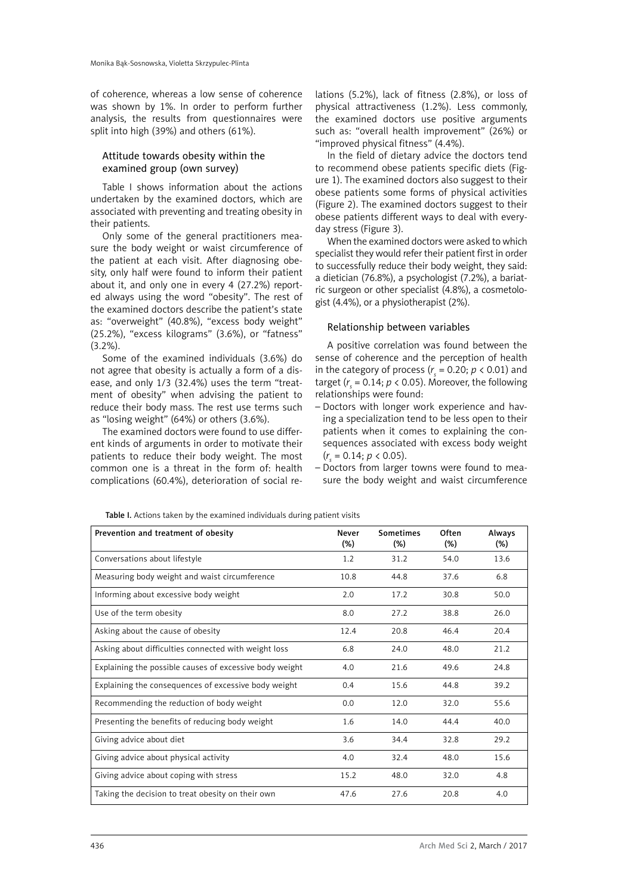of coherence, whereas a low sense of coherence was shown by 1%. In order to perform further analysis, the results from questionnaires were split into high (39%) and others (61%).

### Attitude towards obesity within the examined group (own survey)

Table I shows information about the actions undertaken by the examined doctors, which are associated with preventing and treating obesity in their patients.

Only some of the general practitioners measure the body weight or waist circumference of the patient at each visit. After diagnosing obesity, only half were found to inform their patient about it, and only one in every 4 (27.2%) reported always using the word "obesity". The rest of the examined doctors describe the patient's state as: "overweight" (40.8%), "excess body weight" (25.2%), "excess kilograms" (3.6%), or "fatness" (3.2%).

Some of the examined individuals (3.6%) do not agree that obesity is actually a form of a disease, and only 1/3 (32.4%) uses the term "treatment of obesity" when advising the patient to reduce their body mass. The rest use terms such as "losing weight" (64%) or others (3.6%).

The examined doctors were found to use different kinds of arguments in order to motivate their patients to reduce their body weight. The most common one is a threat in the form of: health complications (60.4%), deterioration of social relations (5.2%), lack of fitness (2.8%), or loss of physical attractiveness (1.2%). Less commonly, the examined doctors use positive arguments such as: "overall health improvement" (26%) or "improved physical fitness" (4.4%).

In the field of dietary advice the doctors tend to recommend obese patients specific diets (Figure 1). The examined doctors also suggest to their obese patients some forms of physical activities (Figure 2). The examined doctors suggest to their obese patients different ways to deal with everyday stress (Figure 3).

When the examined doctors were asked to which specialist they would refer their patient first in order to successfully reduce their body weight, they said: a dietician (76.8%), a psychologist (7.2%), a bariatric surgeon or other specialist (4.8%), a cosmetologist (4.4%), or a physiotherapist (2%).

### Relationship between variables

A positive correlation was found between the sense of coherence and the perception of health in the category of process ($r_s = 0.20$; $p < 0.01$) and target ($r_s = 0.14$; $p < 0.05$). Moreover, the following relationships were found:

- Doctors with longer work experience and having a specialization tend to be less open to their patients when it comes to explaining the consequences associated with excess body weight ($r_s = 0.14$; $p < 0.05$).
- Doctors from larger towns were found to measure the body weight and waist circumference

**Table I.** Actions taken by the examined individuals during patient visits

| Prevention and treatment of obesity | Never (%) | Sometimes (%) | Often (%) | Always (%) |
|---|---|---|---|---|
| Conversations about lifestyle | 1.2 | 31.2 | 54.0 | 13.6 |
| Measuring body weight and waist circumference | 10.8 | 44.8 | 37.6 | 6.8 |
| Informing about excessive body weight | 2.0 | 17.2 | 30.8 | 50.0 |
| Use of the term obesity | 8.0 | 27.2 | 38.8 | 26.0 |
| Asking about the cause of obesity | 12.4 | 20.8 | 46.4 | 20.4 |
| Asking about difficulties connected with weight loss | 6.8 | 24.0 | 48.0 | 21.2 |
| Explaining the possible causes of excessive body weight | 4.0 | 21.6 | 49.6 | 24.8 |
| Explaining the consequences of excessive body weight | 0.4 | 15.6 | 44.8 | 39.2 |
| Recommending the reduction of body weight | 0.0 | 12.0 | 32.0 | 55.6 |
| Presenting the benefits of reducing body weight | 1.6 | 14.0 | 44.4 | 40.0 |
| Giving advice about diet | 3.6 | 34.4 | 32.8 | 29.2 |
| Giving advice about physical activity | 4.0 | 32.4 | 48.0 | 15.6 |
| Giving advice about coping with stress | 15.2 | 48.0 | 32.0 | 4.8 |
| Taking the decision to treat obesity on their own | 47.6 | 27.6 | 20.8 | 4.0 |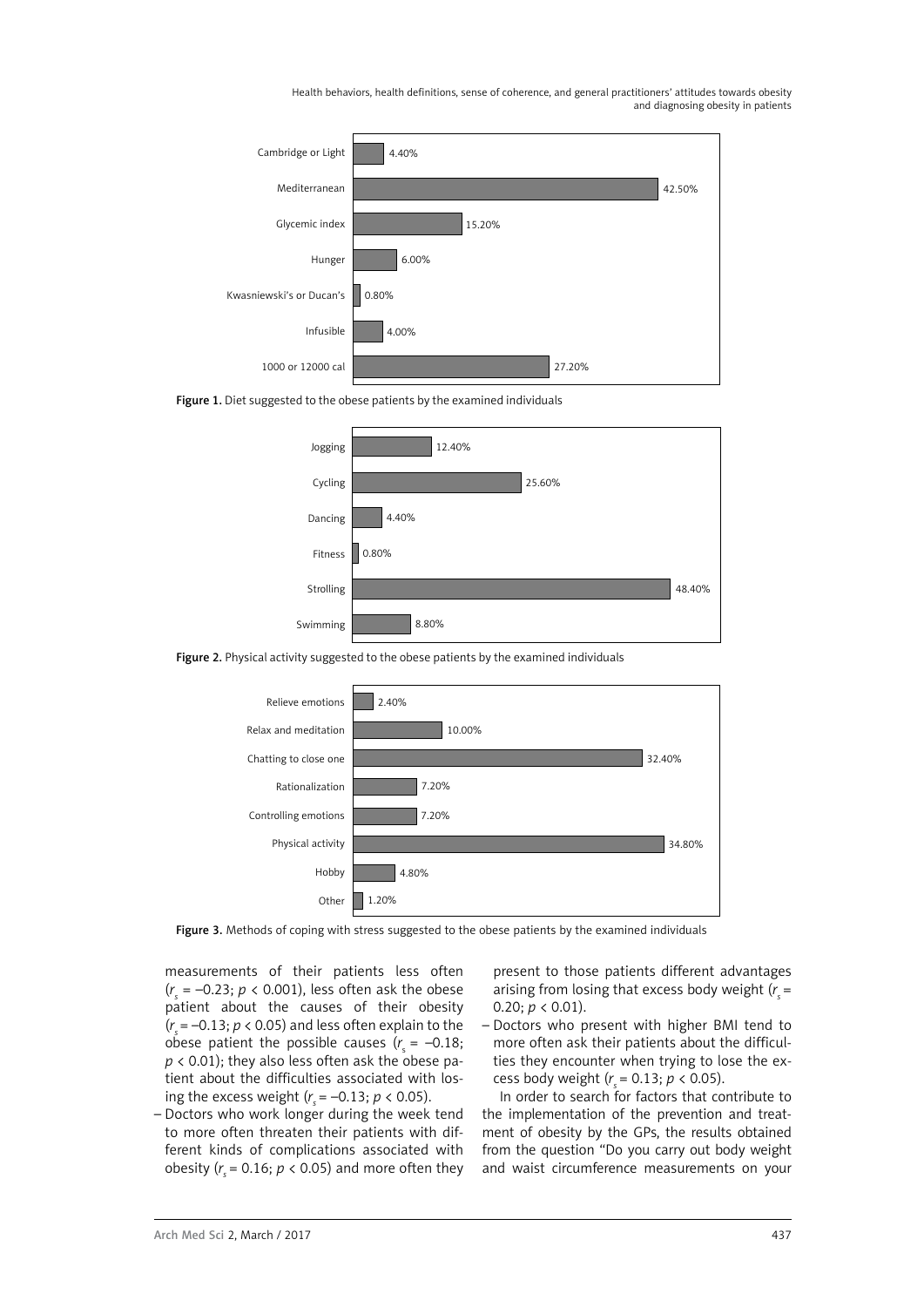| Diet | Percentage |
|---|---|
| Cambridge or Light | 4.40% |
| Mediterranean | 42.50% |
| Glycemic index | 15.20% |
| Hunger | 6.00% |
| Kwasniewski's or Ducan's | 0.80% |
| Infusible | 4.00% |
| 1000 or 12000 cal | 27.20% |

**Figure 1.** Diet suggested to the obese patients by the examined individuals

| Physical activity | Percentage |
|---|---|
| Jogging | 12.40% |
| Cycling | 25.60% |
| Dancing | 4.40% |
| Fitness | 0.80% |
| Strolling | 48.40% |
| Swimming | 8.80% |

**Figure 2.** Physical activity suggested to the obese patients by the examined individuals

| Method of coping with stress | Percentage |
|---|---|
| Relieve emotions | 2.40% |
| Relax and meditation | 10.00% |
| Chatting to close one | 32.40% |
| Rationalization | 7.20% |
| Controlling emotions | 7.20% |
| Physical activity | 34.80% |
| Hobby | 4.80% |
| Other | 1.20% |

**Figure 3.** Methods of coping with stress suggested to the obese patients by the examined individuals

measurements of their patients less often ($r_s = -0.23$; $p < 0.001$), less often ask the obese patient about the causes of their obesity ($r_s = -0.13$; $p < 0.05$) and less often explain to the obese patient the possible causes ($r_s = -0.18$; $p < 0.01$); they also less often ask the obese patient about the difficulties associated with losing the excess weight ($r_s = -0.13$; $p < 0.05$).

- Doctors who work longer during the week tend to more often threaten their patients with different kinds of complications associated with obesity ($r_s = 0.16$; $p < 0.05$) and more often they present to those patients different advantages arising from losing that excess body weight ($r_s = 0.20$; $p < 0.01$).
- Doctors who present with higher BMI tend to more often ask their patients about the difficulties they encounter when trying to lose the excess body weight ($r_s = 0.13$; $p < 0.05$).

In order to search for factors that contribute to the implementation of the prevention and treatment of obesity by the GPs, the results obtained from the question "Do you carry out body weight and waist circumference measurements on your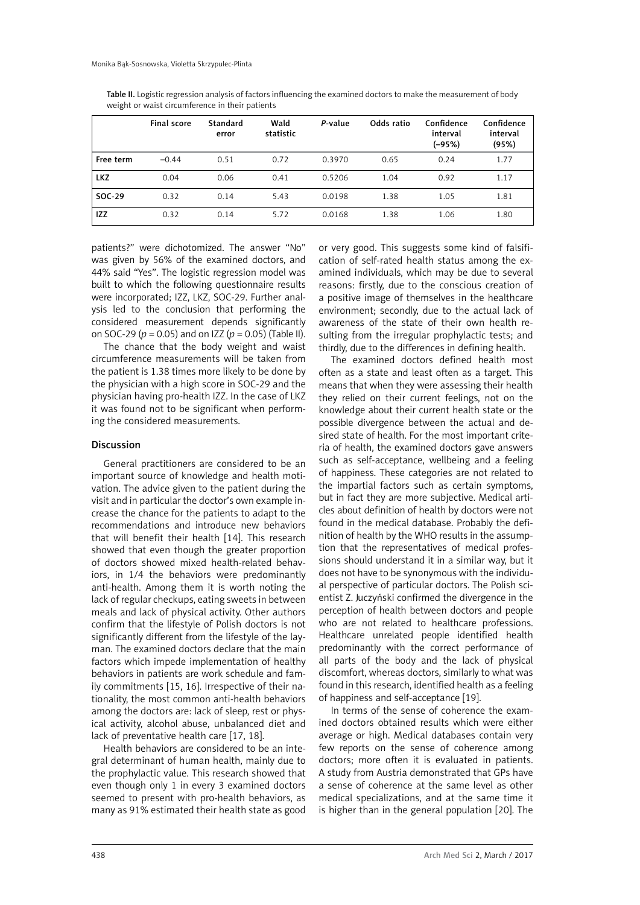Table II. Logistic regression analysis of factors influencing the examined doctors to make the measurement of body weight or waist circumference in their patients

| | Final score | Standard error | Wald statistic | *P*-value | Odds ratio | Confidence interval (–95%) | Confidence interval (95%) |
|---|---|---|---|---|---|---|---|
| Free term | –0.44 | 0.51 | 0.72 | 0.3970 | 0.65 | 0.24 | 1.77 |
| LKZ | 0.04 | 0.06 | 0.41 | 0.5206 | 1.04 | 0.92 | 1.17 |
| SOC-29 | 0.32 | 0.14 | 5.43 | 0.0198 | 1.38 | 1.05 | 1.81 |
| IZZ | 0.32 | 0.14 | 5.72 | 0.0168 | 1.38 | 1.06 | 1.80 |

patients?" were dichotomized. The answer "No" was given by 56% of the examined doctors, and 44% said "Yes". The logistic regression model was built to which the following questionnaire results were incorporated; IZZ, LKZ, SOC-29. Further analysis led to the conclusion that performing the considered measurement depends significantly on SOC-29 ($p = 0.05$) and on IZZ ($p = 0.05$) (Table II).

The chance that the body weight and waist circumference measurements will be taken from the patient is 1.38 times more likely to be done by the physician with a high score in SOC-29 and the physician having pro-health IZZ. In the case of LKZ it was found not to be significant when performing the considered measurements.

## Discussion

General practitioners are considered to be an important source of knowledge and health motivation. The advice given to the patient during the visit and in particular the doctor's own example increase the chance for the patients to adapt to the recommendations and introduce new behaviors that will benefit their health [14]. This research showed that even though the greater proportion of doctors showed mixed health-related behaviors, in 1/4 the behaviors were predominantly anti-health. Among them it is worth noting the lack of regular checkups, eating sweets in between meals and lack of physical activity. Other authors confirm that the lifestyle of Polish doctors is not significantly different from the lifestyle of the layman. The examined doctors declare that the main factors which impede implementation of healthy behaviors in patients are work schedule and family commitments [15, 16]. Irrespective of their nationality, the most common anti-health behaviors among the doctors are: lack of sleep, rest or physical activity, alcohol abuse, unbalanced diet and lack of preventative health care [17, 18].

Health behaviors are considered to be an integral determinant of human health, mainly due to the prophylactic value. This research showed that even though only 1 in every 3 examined doctors seemed to present with pro-health behaviors, as many as 91% estimated their health state as good or very good. This suggests some kind of falsification of self-rated health status among the examined individuals, which may be due to several reasons: firstly, due to the conscious creation of a positive image of themselves in the healthcare environment; secondly, due to the actual lack of awareness of the state of their own health resulting from the irregular prophylactic tests; and thirdly, due to the differences in defining health.

The examined doctors defined health most often as a state and least often as a target. This means that when they were assessing their health they relied on their current feelings, not on the knowledge about their current health state or the possible divergence between the actual and desired state of health. For the most important criteria of health, the examined doctors gave answers such as self-acceptance, wellbeing and a feeling of happiness. These categories are not related to the impartial factors such as certain symptoms, but in fact they are more subjective. Medical articles about definition of health by doctors were not found in the medical database. Probably the definition of health by the WHO results in the assumption that the representatives of medical professions should understand it in a similar way, but it does not have to be synonymous with the individual perspective of particular doctors. The Polish scientist Z. Juczyński confirmed the divergence in the perception of health between doctors and people who are not related to healthcare professions. Healthcare unrelated people identified health predominantly with the correct performance of all parts of the body and the lack of physical discomfort, whereas doctors, similarly to what was found in this research, identified health as a feeling of happiness and self-acceptance [19].

In terms of the sense of coherence the examined doctors obtained results which were either average or high. Medical databases contain very few reports on the sense of coherence among doctors; more often it is evaluated in patients. A study from Austria demonstrated that GPs have a sense of coherence at the same level as other medical specializations, and at the same time it is higher than in the general population [20]. The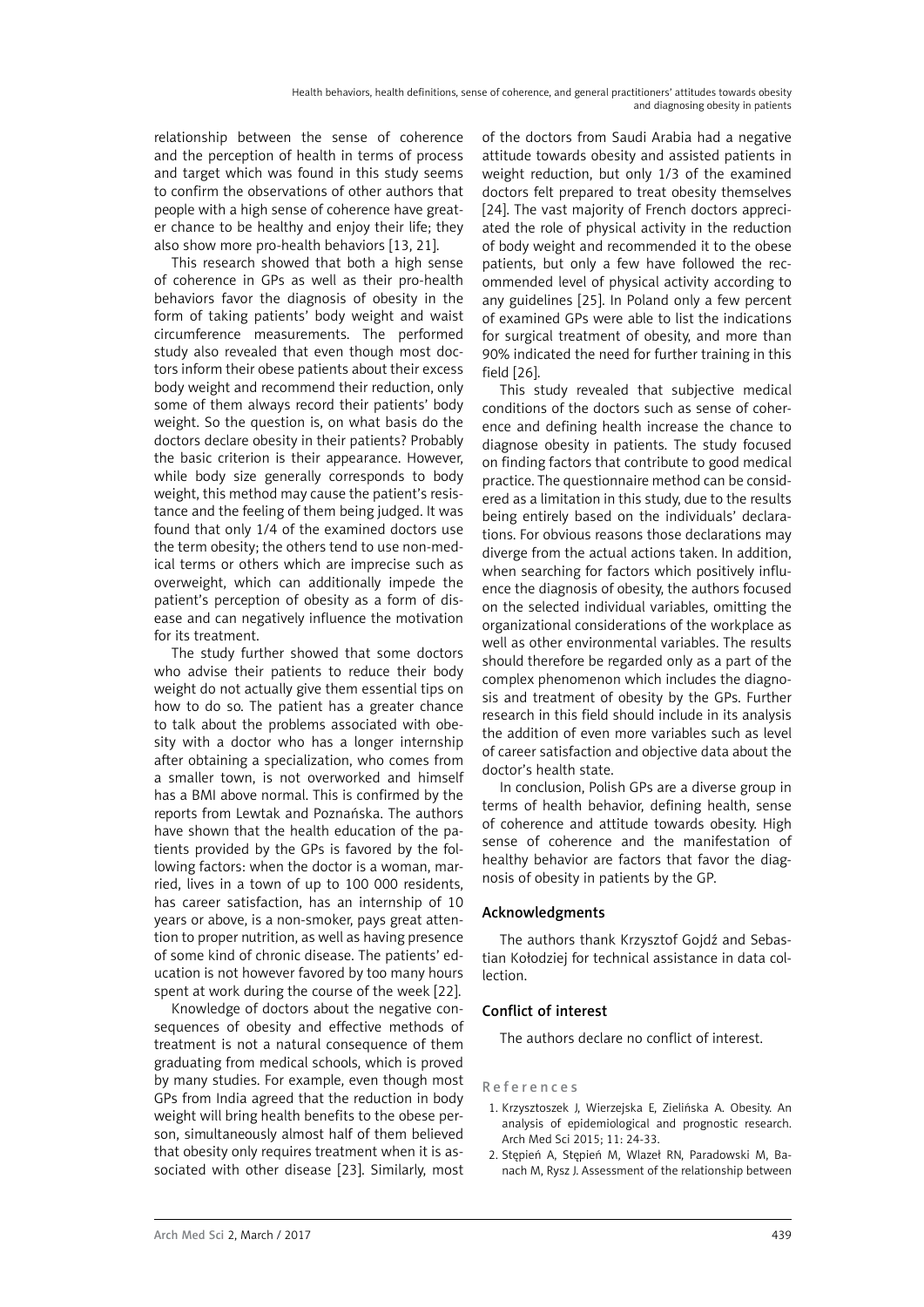relationship between the sense of coherence and the perception of health in terms of process and target which was found in this study seems to confirm the observations of other authors that people with a high sense of coherence have greater chance to be healthy and enjoy their life; they also show more pro-health behaviors [13, 21].

This research showed that both a high sense of coherence in GPs as well as their pro-health behaviors favor the diagnosis of obesity in the form of taking patients' body weight and waist circumference measurements. The performed study also revealed that even though most doctors inform their obese patients about their excess body weight and recommend their reduction, only some of them always record their patients' body weight. So the question is, on what basis do the doctors declare obesity in their patients? Probably the basic criterion is their appearance. However, while body size generally corresponds to body weight, this method may cause the patient's resistance and the feeling of them being judged. It was found that only 1/4 of the examined doctors use the term obesity; the others tend to use non-medical terms or others which are imprecise such as overweight, which can additionally impede the patient's perception of obesity as a form of disease and can negatively influence the motivation for its treatment.

The study further showed that some doctors who advise their patients to reduce their body weight do not actually give them essential tips on how to do so. The patient has a greater chance to talk about the problems associated with obesity with a doctor who has a longer internship after obtaining a specialization, who comes from a smaller town, is not overworked and himself has a BMI above normal. This is confirmed by the reports from Lewtak and Poznańska. The authors have shown that the health education of the patients provided by the GPs is favored by the following factors: when the doctor is a woman, married, lives in a town of up to 100 000 residents, has career satisfaction, has an internship of 10 years or above, is a non-smoker, pays great attention to proper nutrition, as well as having presence of some kind of chronic disease. The patients' education is not however favored by too many hours spent at work during the course of the week [22].

Knowledge of doctors about the negative consequences of obesity and effective methods of treatment is not a natural consequence of them graduating from medical schools, which is proved by many studies. For example, even though most GPs from India agreed that the reduction in body weight will bring health benefits to the obese person, simultaneously almost half of them believed that obesity only requires treatment when it is associated with other disease [23]. Similarly, most of the doctors from Saudi Arabia had a negative attitude towards obesity and assisted patients in weight reduction, but only 1/3 of the examined doctors felt prepared to treat obesity themselves [24]. The vast majority of French doctors appreciated the role of physical activity in the reduction of body weight and recommended it to the obese patients, but only a few have followed the recommended level of physical activity according to any guidelines [25]. In Poland only a few percent of examined GPs were able to list the indications for surgical treatment of obesity, and more than 90% indicated the need for further training in this field [26].

This study revealed that subjective medical conditions of the doctors such as sense of coherence and defining health increase the chance to diagnose obesity in patients. The study focused on finding factors that contribute to good medical practice. The questionnaire method can be considered as a limitation in this study, due to the results being entirely based on the individuals' declarations. For obvious reasons those declarations may diverge from the actual actions taken. In addition, when searching for factors which positively influence the diagnosis of obesity, the authors focused on the selected individual variables, omitting the organizational considerations of the workplace as well as other environmental variables. The results should therefore be regarded only as a part of the complex phenomenon which includes the diagnosis and treatment of obesity by the GPs. Further research in this field should include in its analysis the addition of even more variables such as level of career satisfaction and objective data about the doctor's health state.

In conclusion, Polish GPs are a diverse group in terms of health behavior, defining health, sense of coherence and attitude towards obesity. High sense of coherence and the manifestation of healthy behavior are factors that favor the diagnosis of obesity in patients by the GP.

## Acknowledgments

The authors thank Krzysztof Gojdź and Sebastian Kołodziej for technical assistance in data collection.

## Conflict of interest

The authors declare no conflict of interest.

## References

1. Krzysztoszek J, Wierzejska E, Zielińska A. Obesity. An analysis of epidemiological and prognostic research. Arch Med Sci 2015; 11: 24-33.
2. Stępień A, Stępień M, Wlazeł RN, Paradowski M, Banach M, Rysz J. Assessment of the relationship between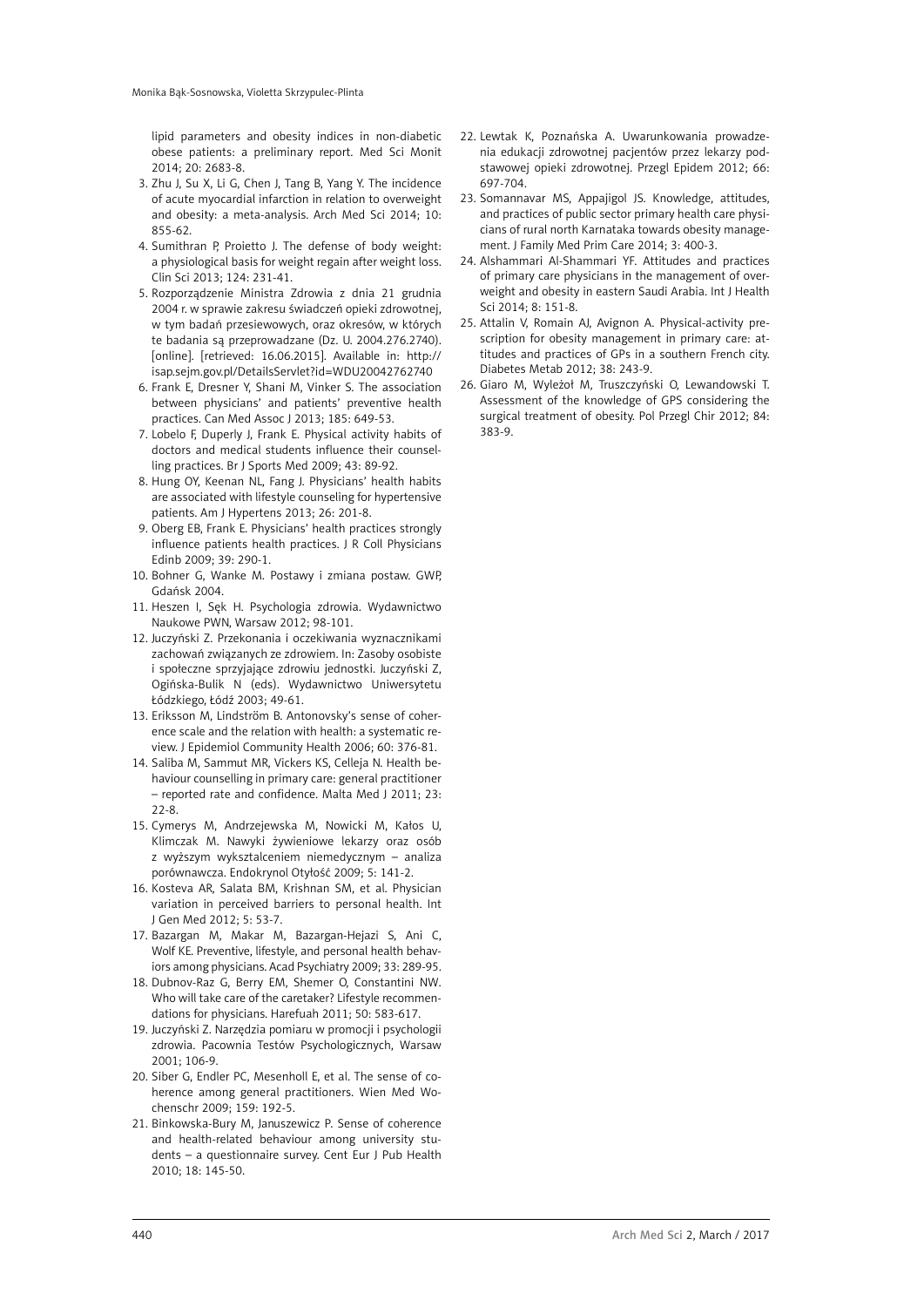lipid parameters and obesity indices in non-diabetic obese patients: a preliminary report. Med Sci Monit 2014; 20: 2683-8.

3. Zhu J, Su X, Li G, Chen J, Tang B, Yang Y. The incidence of acute myocardial infarction in relation to overweight and obesity: a meta-analysis. Arch Med Sci 2014; 10: 855-62.
4. Sumithran P, Proietto J. The defense of body weight: a physiological basis for weight regain after weight loss. Clin Sci 2013; 124: 231-41.
5. Rozporządzenie Ministra Zdrowia z dnia 21 grudnia 2004 r. w sprawie zakresu świadczeń opieki zdrowotnej, w tym badań przesiewowych, oraz okresów, w których te badania są przeprowadzane (Dz. U. 2004.276.2740). [online]. [retrieved: 16.06.2015]. Available in: http://isap.sejm.gov.pl/DetailsServlet?id=WDU20042762740
6. Frank E, Dresner Y, Shani M, Vinker S. The association between physicians' and patients' preventive health practices. Can Med Assoc J 2013; 185: 649-53.
7. Lobelo F, Duperly J, Frank E. Physical activity habits of doctors and medical students influence their counselling practices. Br J Sports Med 2009; 43: 89-92.
8. Hung OY, Keenan NL, Fang J. Physicians' health habits are associated with lifestyle counseling for hypertensive patients. Am J Hypertens 2013; 26: 201-8.
9. Oberg EB, Frank E. Physicians' health practices strongly influence patients health practices. J R Coll Physicians Edinb 2009; 39: 290-1.
10. Bohner G, Wanke M. Postawy i zmiana postaw. GWP, Gdańsk 2004.
11. Heszen I, Sęk H. Psychologia zdrowia. Wydawnictwo Naukowe PWN, Warsaw 2012; 98-101.
12. Juczyński Z. Przekonania i oczekiwania wyznacznikami zachowań związanych ze zdrowiem. In: Zasoby osobiste i społeczne sprzyjające zdrowiu jednostki. Juczyński Z, Ogińska-Bulik N (eds). Wydawnictwo Uniwersytetu Łódzkiego, Łódź 2003; 49-61.
13. Eriksson M, Lindström B. Antonovsky's sense of coherence scale and the relation with health: a systematic review. J Epidemiol Community Health 2006; 60: 376-81.
14. Saliba M, Sammut MR, Vickers KS, Celleja N. Health behaviour counselling in primary care: general practitioner – reported rate and confidence. Malta Med J 2011; 23: 22-8.
15. Cymerys M, Andrzejewska M, Nowicki M, Kałos U, Klimczak M. Nawyki żywieniowe lekarzy oraz osób z wyższym wykształceniem niemedycznym – analiza porównawcza. Endokrynol Otyłość 2009; 5: 141-2.
16. Kosteva AR, Salata BM, Krishnan SM, et al. Physician variation in perceived barriers to personal health. Int J Gen Med 2012; 5: 53-7.
17. Bazargan M, Makar M, Bazargan-Hejazi S, Ani C, Wolf KE. Preventive, lifestyle, and personal health behaviors among physicians. Acad Psychiatry 2009; 33: 289-95.
18. Dubnov-Raz G, Berry EM, Shemer O, Constantini NW. Who will take care of the caretaker? Lifestyle recommendations for physicians. Harefuah 2011; 50: 583-617.
19. Juczyński Z. Narzędzia pomiaru w promocji i psychologii zdrowia. Pacownia Testów Psychologicznych, Warsaw 2001; 106-9.
20. Siber G, Endler PC, Mesenholl E, et al. The sense of coherence among general practitioners. Wien Med Wochenschr 2009; 159: 192-5.
21. Binkowska-Bury M, Januszewicz P. Sense of coherence and health-related behaviour among university students – a questionnaire survey. Cent Eur J Pub Health 2010; 18: 145-50.
22. Lewtak K, Poznańska A. Uwarunkowania prowadzenia edukacji zdrowotnej pacjentów przez lekarzy podstawowej opieki zdrowotnej. Przegl Epidem 2012; 66: 697-704.
23. Somannavar MS, Appajigol JS. Knowledge, attitudes, and practices of public sector primary health care physicians of rural north Karnataka towards obesity management. J Family Med Prim Care 2014; 3: 400-3.
24. Alshammari Al-Shammari YF. Attitudes and practices of primary care physicians in the management of overweight and obesity in eastern Saudi Arabia. Int J Health Sci 2014; 8: 151-8.
25. Attalin V, Romain AJ, Avignon A. Physical-activity prescription for obesity management in primary care: attitudes and practices of GPs in a southern French city. Diabetes Metab 2012; 38: 243-9.
26. Giaro M, Wyleżoł M, Truszczyński O, Lewandowski T. Assessment of the knowledge of GPS considering the surgical treatment of obesity. Pol Przegl Chir 2012; 84: 383-9.